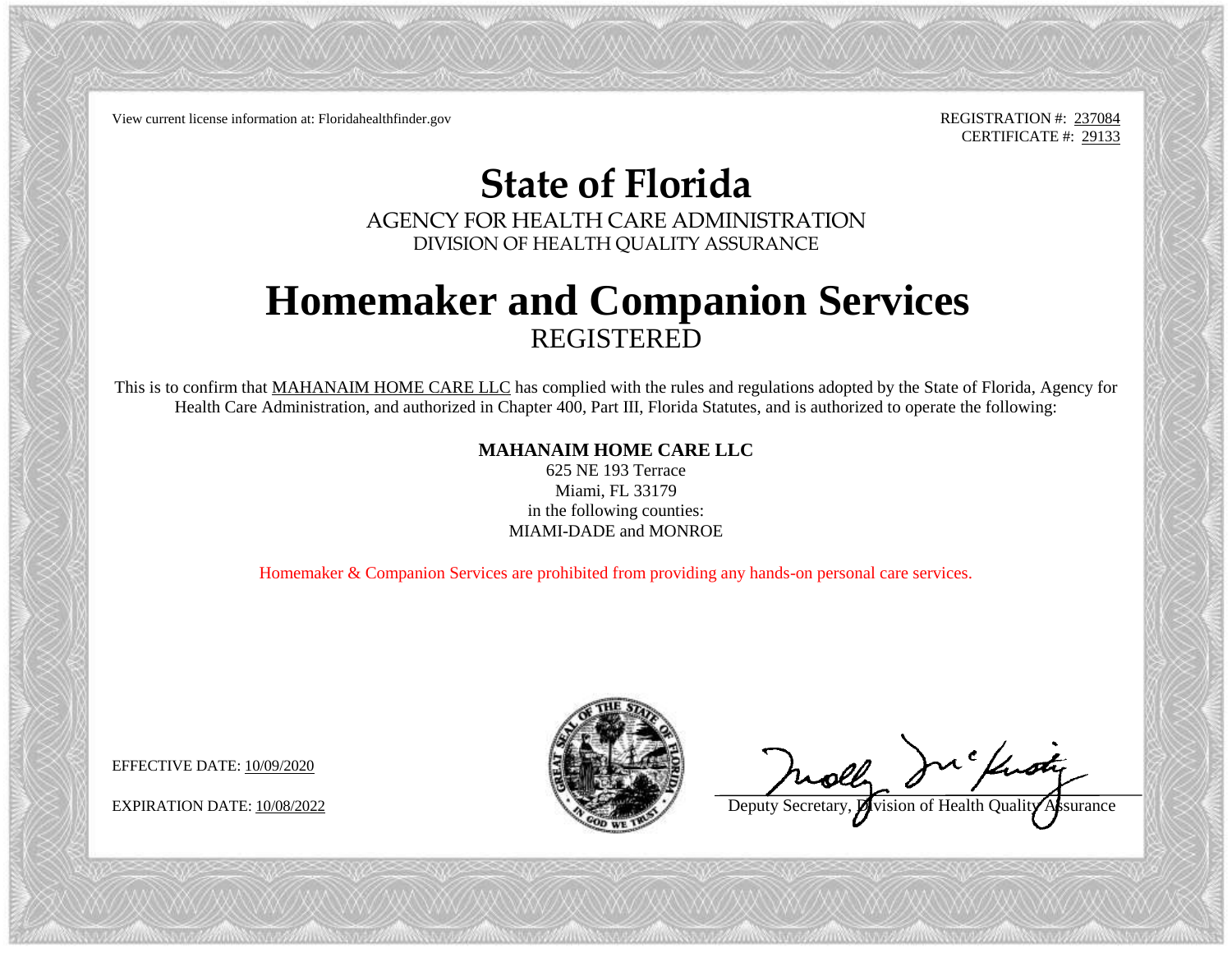View current license information at: Floridahealthfinder.gov

REGISTRATION #: 237084
CERTIFICATE #: 29133

# State of Florida

AGENCY FOR HEALTH CARE ADMINISTRATION
DIVISION OF HEALTH QUALITY ASSURANCE

# Homemaker and Companion Services

REGISTERED

This is to confirm that MAHANAIM HOME CARE LLC has complied with the rules and regulations adopted by the State of Florida, Agency for Health Care Administration, and authorized in Chapter 400, Part III, Florida Statutes, and is authorized to operate the following:

**MAHANAIM HOME CARE LLC**
625 NE 193 Terrace
Miami, FL 33179
in the following counties:
MIAMI-DADE and MONROE

Homemaker & Companion Services are prohibited from providing any hands-on personal care services.

EFFECTIVE DATE: 10/09/2020

EXPIRATION DATE: 10/08/2022

Deputy Secretary, Division of Health Quality Assurance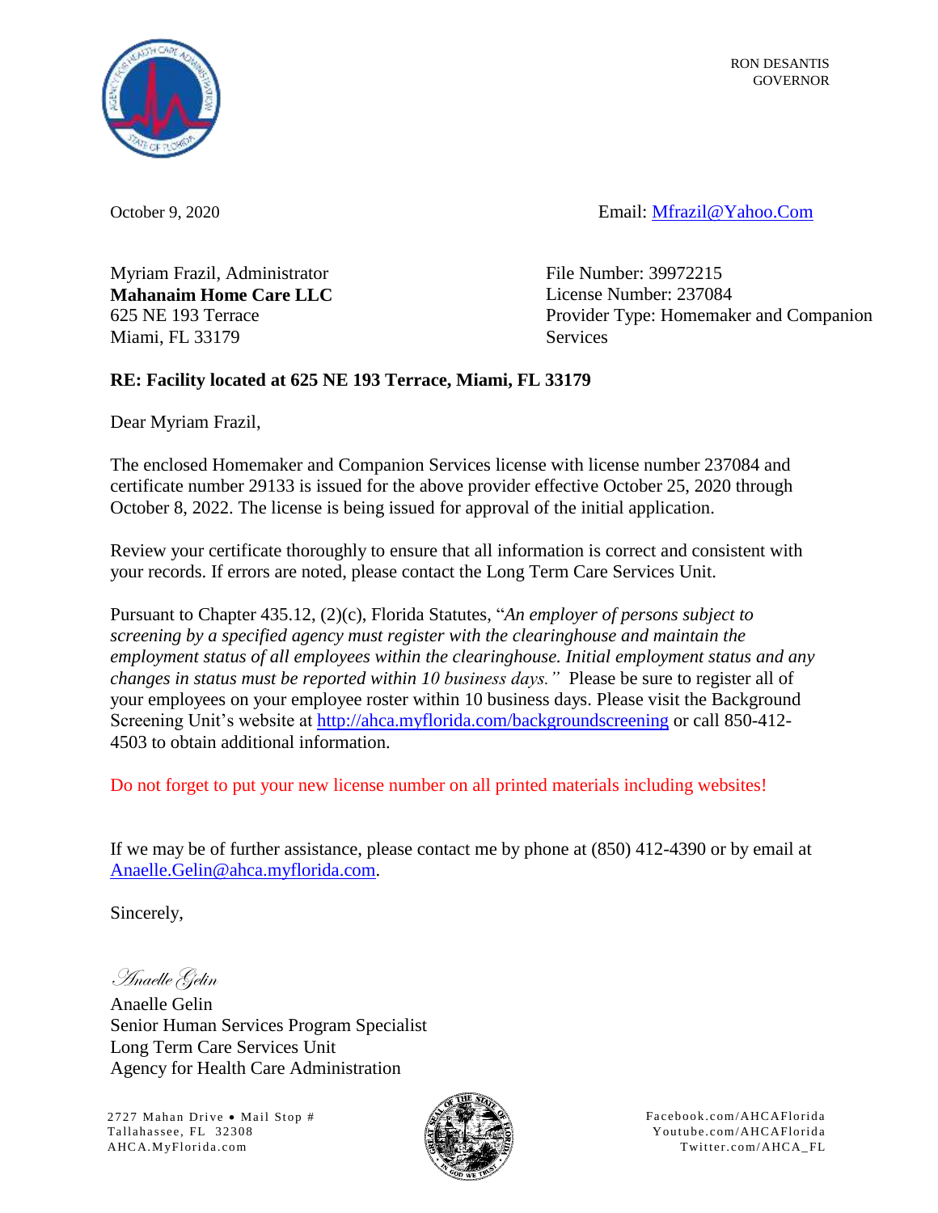RON DESANTIS
GOVERNOR

October 9, 2020

Email: Mfrazil@Yahoo.Com

Myriam Frazil, Administrator
**Mahanaim Home Care LLC**
625 NE 193 Terrace
Miami, FL 33179

File Number: 39972215
License Number: 237084
Provider Type: Homemaker and Companion Services

**RE: Facility located at 625 NE 193 Terrace, Miami, FL 33179**

Dear Myriam Frazil,

The enclosed Homemaker and Companion Services license with license number 237084 and certificate number 29133 is issued for the above provider effective October 25, 2020 through October 8, 2022. The license is being issued for approval of the initial application.

Review your certificate thoroughly to ensure that all information is correct and consistent with your records. If errors are noted, please contact the Long Term Care Services Unit.

Pursuant to Chapter 435.12, (2)(c), Florida Statutes, "*An employer of persons subject to screening by a specified agency must register with the clearinghouse and maintain the employment status of all employees within the clearinghouse. Initial employment status and any changes in status must be reported within 10 business days.*" Please be sure to register all of your employees on your employee roster within 10 business days. Please visit the Background Screening Unit's website at http://ahca.myflorida.com/backgroundscreening or call 850-412-4503 to obtain additional information.

Do not forget to put your new license number on all printed materials including websites!

If we may be of further assistance, please contact me by phone at (850) 412-4390 or by email at Anaelle.Gelin@ahca.myflorida.com.

Sincerely,

*Anaelle Gelin*

Anaelle Gelin
Senior Human Services Program Specialist
Long Term Care Services Unit
Agency for Health Care Administration

2727 Mahan Drive • Mail Stop #
Tallahassee, FL 32308
AHCA.MyFlorida.com

Facebook.com/AHCAFlorida
Youtube.com/AHCAFlorida
Twitter.com/AHCA_FL